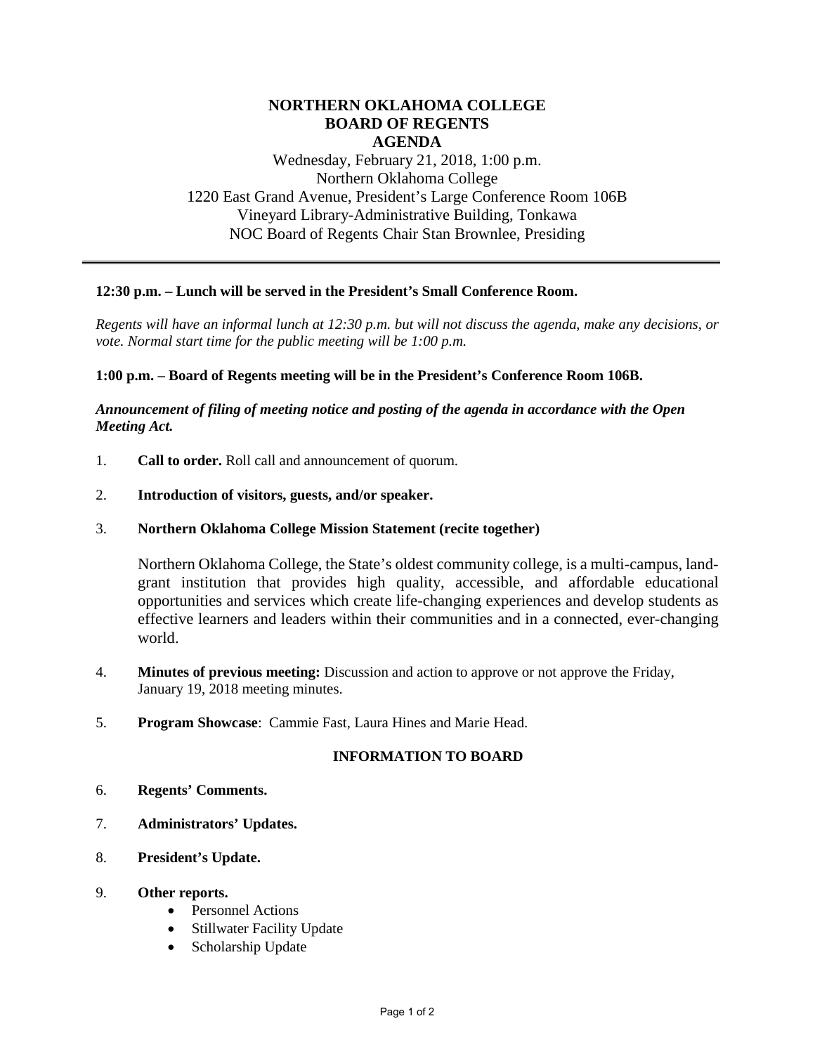# NORTHERN OKLAHOMA COLLEGE
# BOARD OF REGENTS
# AGENDA

Wednesday, February 21, 2018, 1:00 p.m.
Northern Oklahoma College
1220 East Grand Avenue, President's Large Conference Room 106B
Vineyard Library-Administrative Building, Tonkawa
NOC Board of Regents Chair Stan Brownlee, Presiding

---

**12:30 p.m. – Lunch will be served in the President's Small Conference Room.**

*Regents will have an informal lunch at 12:30 p.m. but will not discuss the agenda, make any decisions, or vote. Normal start time for the public meeting will be 1:00 p.m.*

**1:00 p.m. – Board of Regents meeting will be in the President's Conference Room 106B.**

***Announcement of filing of meeting notice and posting of the agenda in accordance with the Open Meeting Act.***

1. **Call to order.** Roll call and announcement of quorum.

2. **Introduction of visitors, guests, and/or speaker.**

3. **Northern Oklahoma College Mission Statement (recite together)**

   Northern Oklahoma College, the State's oldest community college, is a multi-campus, land-grant institution that provides high quality, accessible, and affordable educational opportunities and services which create life-changing experiences and develop students as effective learners and leaders within their communities and in a connected, ever-changing world.

4. **Minutes of previous meeting:** Discussion and action to approve or not approve the Friday, January 19, 2018 meeting minutes.

5. **Program Showcase**: Cammie Fast, Laura Hines and Marie Head.

## INFORMATION TO BOARD

6. **Regents' Comments.**

7. **Administrators' Updates.**

8. **President's Update.**

9. **Other reports.**
   - Personnel Actions
   - Stillwater Facility Update
   - Scholarship Update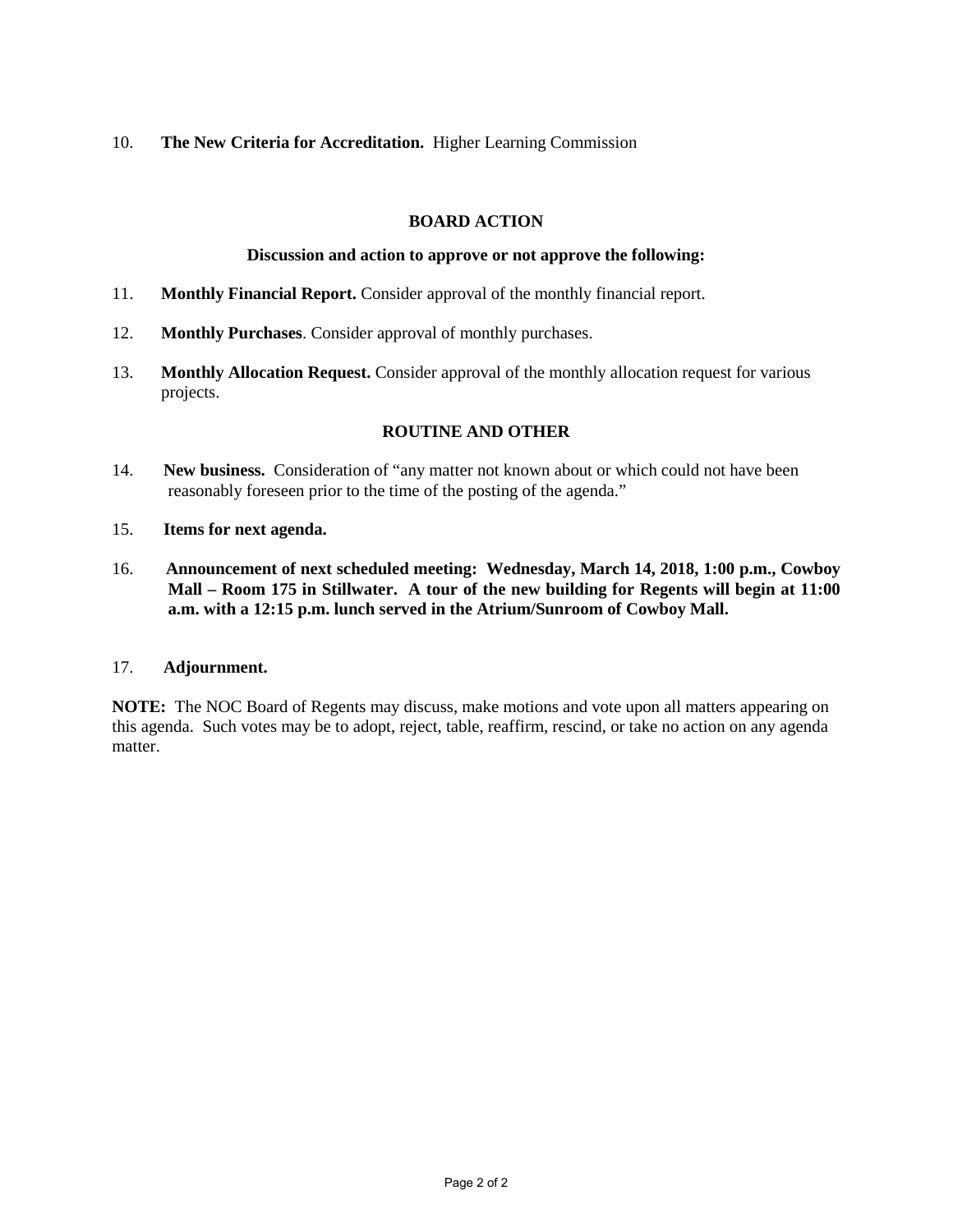10. **The New Criteria for Accreditation.** Higher Learning Commission

## BOARD ACTION

**Discussion and action to approve or not approve the following:**

11. **Monthly Financial Report.** Consider approval of the monthly financial report.

12. **Monthly Purchases**. Consider approval of monthly purchases.

13. **Monthly Allocation Request.** Consider approval of the monthly allocation request for various projects.

## ROUTINE AND OTHER

14. **New business.** Consideration of "any matter not known about or which could not have been reasonably foreseen prior to the time of the posting of the agenda."

15. **Items for next agenda.**

16. **Announcement of next scheduled meeting: Wednesday, March 14, 2018, 1:00 p.m., Cowboy Mall – Room 175 in Stillwater. A tour of the new building for Regents will begin at 11:00 a.m. with a 12:15 p.m. lunch served in the Atrium/Sunroom of Cowboy Mall.**

17. **Adjournment.**

**NOTE:** The NOC Board of Regents may discuss, make motions and vote upon all matters appearing on this agenda. Such votes may be to adopt, reject, table, reaffirm, rescind, or take no action on any agenda matter.